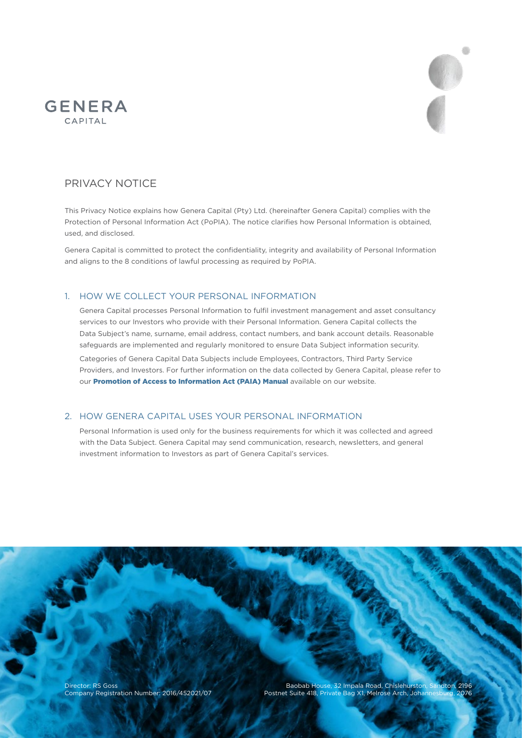GENERA
CAPITAL

# PRIVACY NOTICE

This Privacy Notice explains how Genera Capital (Pty) Ltd. (hereinafter Genera Capital) complies with the Protection of Personal Information Act (PoPIA). The notice clarifies how Personal Information is obtained, used, and disclosed.

Genera Capital is committed to protect the confidentiality, integrity and availability of Personal Information and aligns to the 8 conditions of lawful processing as required by PoPIA.

## 1. HOW WE COLLECT YOUR PERSONAL INFORMATION

Genera Capital processes Personal Information to fulfil investment management and asset consultancy services to our Investors who provide with their Personal Information. Genera Capital collects the Data Subject's name, surname, email address, contact numbers, and bank account details. Reasonable safeguards are implemented and regularly monitored to ensure Data Subject information security.

Categories of Genera Capital Data Subjects include Employees, Contractors, Third Party Service Providers, and Investors. For further information on the data collected by Genera Capital, please refer to our **Promotion of Access to Information Act (PAIA) Manual** available on our website.

## 2. HOW GENERA CAPITAL USES YOUR PERSONAL INFORMATION

Personal Information is used only for the business requirements for which it was collected and agreed with the Data Subject. Genera Capital may send communication, research, newsletters, and general investment information to Investors as part of Genera Capital's services.

Director: RS Goss
Company Registration Number: 2016/452021/07

Baobab House, 32 Impala Road, Chislehurston, Sandton, 2196
Postnet Suite 418, Private Bag X1, Melrose Arch, Johannesburg, 2076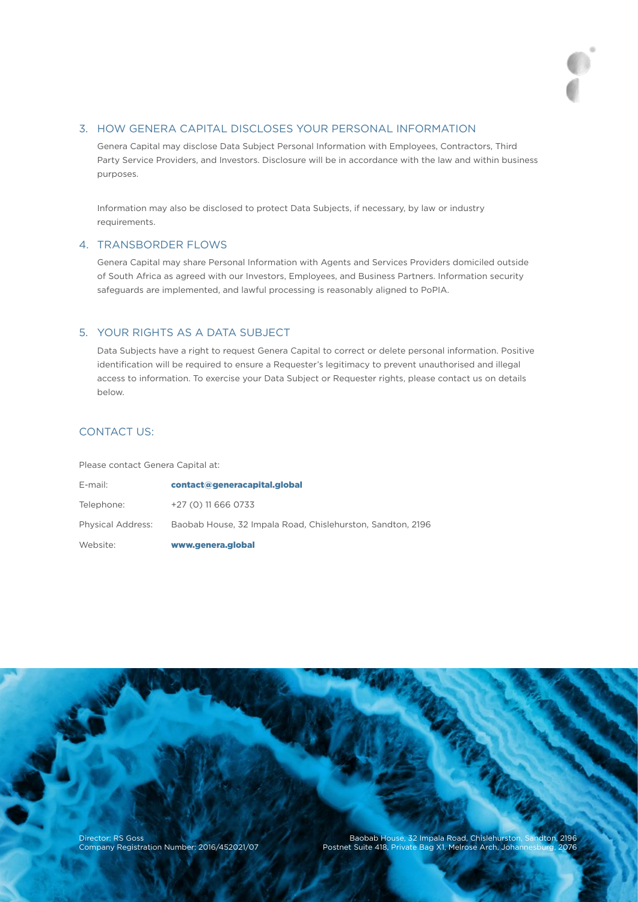## 3. HOW GENERA CAPITAL DISCLOSES YOUR PERSONAL INFORMATION

Genera Capital may disclose Data Subject Personal Information with Employees, Contractors, Third Party Service Providers, and Investors. Disclosure will be in accordance with the law and within business purposes.

Information may also be disclosed to protect Data Subjects, if necessary, by law or industry requirements.

## 4. TRANSBORDER FLOWS

Genera Capital may share Personal Information with Agents and Services Providers domiciled outside of South Africa as agreed with our Investors, Employees, and Business Partners. Information security safeguards are implemented, and lawful processing is reasonably aligned to PoPIA.

## 5. YOUR RIGHTS AS A DATA SUBJECT

Data Subjects have a right to request Genera Capital to correct or delete personal information. Positive identification will be required to ensure a Requester's legitimacy to prevent unauthorised and illegal access to information. To exercise your Data Subject or Requester rights, please contact us on details below.

## CONTACT US:

Please contact Genera Capital at:

| | |
|---|---|
| E-mail: | **contact@generacapital.global** |
| Telephone: | +27 (0) 11 666 0733 |
| Physical Address: | Baobab House, 32 Impala Road, Chislehurston, Sandton, 2196 |
| Website: | **www.genera.global** |

Director: RS Goss
Company Registration Number: 2016/452021/07

Baobab House, 32 Impala Road, Chislehurston, Sandton, 2196
Postnet Suite 418, Private Bag X1, Melrose Arch, Johannesburg, 2076